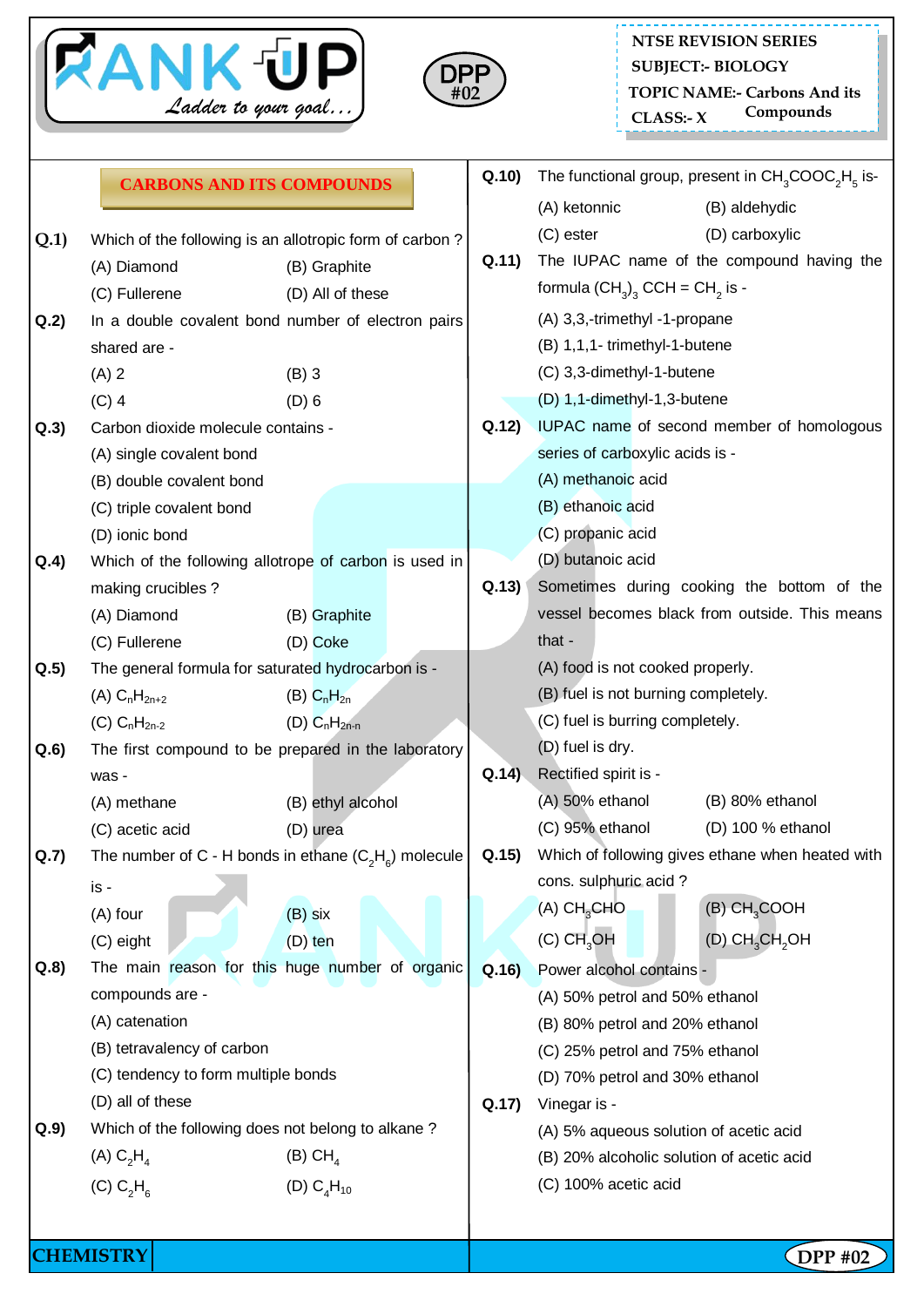NTSE REVISION SERIES
SUBJECT:- BIOLOGY
TOPIC NAME:- Carbons And its Compounds
CLASS:- X

DPP #02

## CARBONS AND ITS COMPOUNDS

**Q.1)** Which of the following is an allotropic form of carbon ?
(A) Diamond (B) Graphite
(C) Fullerene (D) All of these

**Q.2)** In a double covalent bond number of electron pairs shared are -
(A) 2 (B) 3
(C) 4 (D) 6

**Q.3)** Carbon dioxide molecule contains -
(A) single covalent bond
(B) double covalent bond
(C) triple covalent bond
(D) ionic bond

**Q.4)** Which of the following allotrope of carbon is used in making crucibles ?
(A) Diamond (B) Graphite
(C) Fullerene (D) Coke

**Q.5)** The general formula for saturated hydrocarbon is -
(A) $C_nH_{2n+2}$ (B) $C_nH_{2n}$
(C) $C_nH_{2n-2}$ (D) $C_nH_{2n-n}$

**Q.6)** The first compound to be prepared in the laboratory was -
(A) methane (B) ethyl alcohol
(C) acetic acid (D) urea

**Q.7)** The number of C - H bonds in ethane ($C_2H_6$) molecule is -
(A) four (B) six
(C) eight (D) ten

**Q.8)** The main reason for this huge number of organic compounds are -
(A) catenation
(B) tetravalency of carbon
(C) tendency to form multiple bonds
(D) all of these

**Q.9)** Which of the following does not belong to alkane ?
(A) $C_2H_4$ (B) $CH_4$
(C) $C_2H_6$ (D) $C_4H_{10}$

**Q.10)** The functional group, present in $CH_3COOC_2H_5$ is-
(A) ketonnic (B) aldehydic
(C) ester (D) carboxylic

**Q.11)** The IUPAC name of the compound having the formula $(CH_3)_3$ CCH = $CH_2$ is -
(A) 3,3,-trimethyl -1-propane
(B) 1,1,1- trimethyl-1-butene
(C) 3,3-dimethyl-1-butene
(D) 1,1-dimethyl-1,3-butene

**Q.12)** IUPAC name of second member of homologous series of carboxylic acids is -
(A) methanoic acid
(B) ethanoic acid
(C) propanic acid
(D) butanoic acid

**Q.13)** Sometimes during cooking the bottom of the vessel becomes black from outside. This means that -
(A) food is not cooked properly.
(B) fuel is not burning completely.
(C) fuel is burring completely.
(D) fuel is dry.

**Q.14)** Rectified spirit is -
(A) 50% ethanol (B) 80% ethanol
(C) 95% ethanol (D) 100 % ethanol

**Q.15)** Which of following gives ethane when heated with cons. sulphuric acid ?
(A) $CH_3CHO$ (B) $CH_3COOH$
(C) $CH_3OH$ (D) $CH_3CH_2OH$

**Q.16)** Power alcohol contains -
(A) 50% petrol and 50% ethanol
(B) 80% petrol and 20% ethanol
(C) 25% petrol and 75% ethanol
(D) 70% petrol and 30% ethanol

**Q.17)** Vinegar is -
(A) 5% aqueous solution of acetic acid
(B) 20% alcoholic solution of acetic acid
(C) 100% acetic acid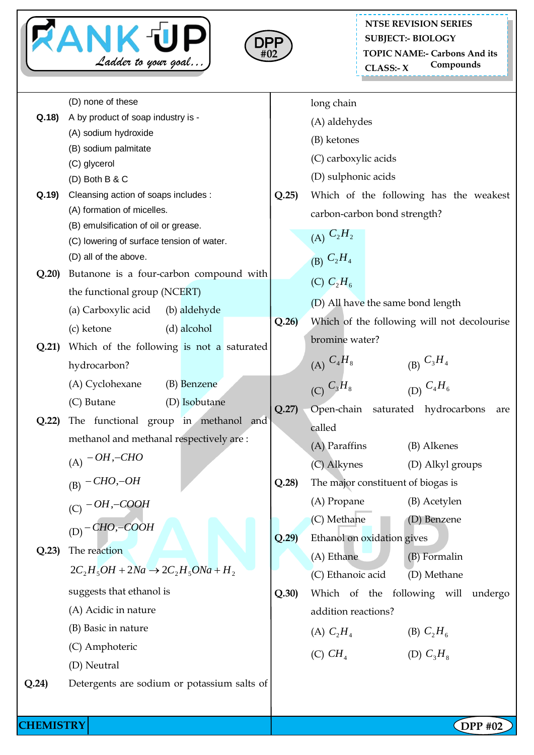(D) none of these

**Q.18)** A by product of soap industry is -

(A) sodium hydroxide

(B) sodium palmitate

(C) glycerol

(D) Both B & C

**Q.19)** Cleansing action of soaps includes :

(A) formation of micelles.

(B) emulsification of oil or grease.

(C) lowering of surface tension of water.

(D) all of the above.

**Q.20)** Butanone is a four-carbon compound with the functional group (NCERT)

(a) Carboxylic acid (b) aldehyde

(c) ketone (d) alcohol

**Q.21)** Which of the following is not a saturated hydrocarbon?

(A) Cyclohexane (B) Benzene

(C) Butane (D) Isobutane

**Q.22)** The functional group in methanol and methanol and methanal respectively are :

(A) $-OH, -CHO$

(B) $-CHO, -OH$

(C) $-OH, -COOH$

(D) $-CHO, -COOH$

**Q.23)** The reaction

$$2C_2H_5OH + 2Na \rightarrow 2C_2H_5ONa + H_2$$

suggests that ethanol is

(A) Acidic in nature

(B) Basic in nature

(C) Amphoteric

(D) Neutral

**Q.24)** Detergents are sodium or potassium salts of long chain

(A) aldehydes

(B) ketones

(C) carboxylic acids

(D) sulphonic acids

**Q.25)** Which of the following has the weakest carbon-carbon bond strength?

(A) $C_2H_2$

(B) $C_2H_4$

(C) $C_2H_6$

(D) All have the same bond length

**Q.26)** Which of the following will not decolourise bromine water?

(A) $C_4H_8$ (B) $C_3H_4$

(C) $C_3H_8$ (D) $C_4H_6$

**Q.27)** Open-chain saturated hydrocarbons are called

(A) Paraffins (B) Alkenes

(C) Alkynes (D) Alkyl groups

**Q.28)** The major constituent of biogas is

(A) Propane (B) Acetylen

(C) Methane (D) Benzene

**Q.29)** Ethanol on oxidation gives

(A) Ethane (B) Formalin

(C) Ethanoic acid (D) Methane

**Q.30)** Which of the following will undergo addition reactions?

(A) $C_2H_4$ (B) $C_2H_6$

(C) $CH_4$ (D) $C_3H_8$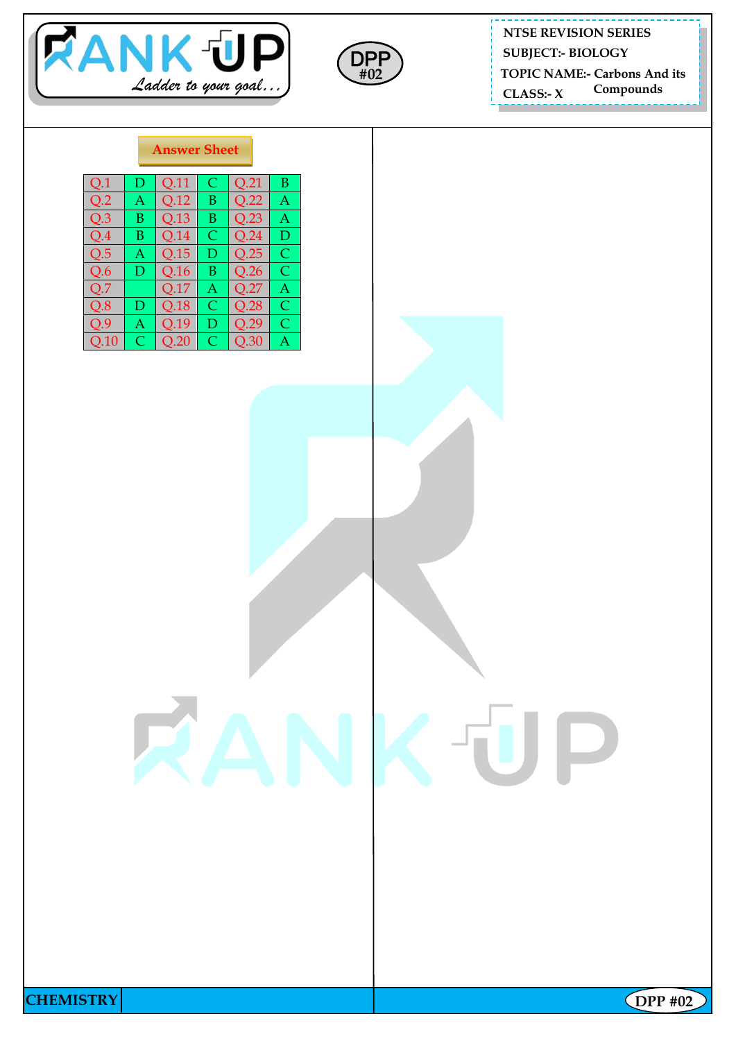NTSE REVISION SERIES

SUBJECT:- BIOLOGY

TOPIC NAME:- Carbons And its Compounds

CLASS:- X

## Answer Sheet

| | | | | | |
|---|---|---|---|---|---|
| Q.1 | D | Q.11 | C | Q.21 | B |
| Q.2 | A | Q.12 | B | Q.22 | A |
| Q.3 | B | Q.13 | B | Q.23 | A |
| Q.4 | B | Q.14 | C | Q.24 | D |
| Q.5 | A | Q.15 | D | Q.25 | C |
| Q.6 | D | Q.16 | B | Q.26 | C |
| Q.7 | | Q.17 | A | Q.27 | A |
| Q.8 | D | Q.18 | C | Q.28 | C |
| Q.9 | A | Q.19 | D | Q.29 | C |
| Q.10 | C | Q.20 | C | Q.30 | A |